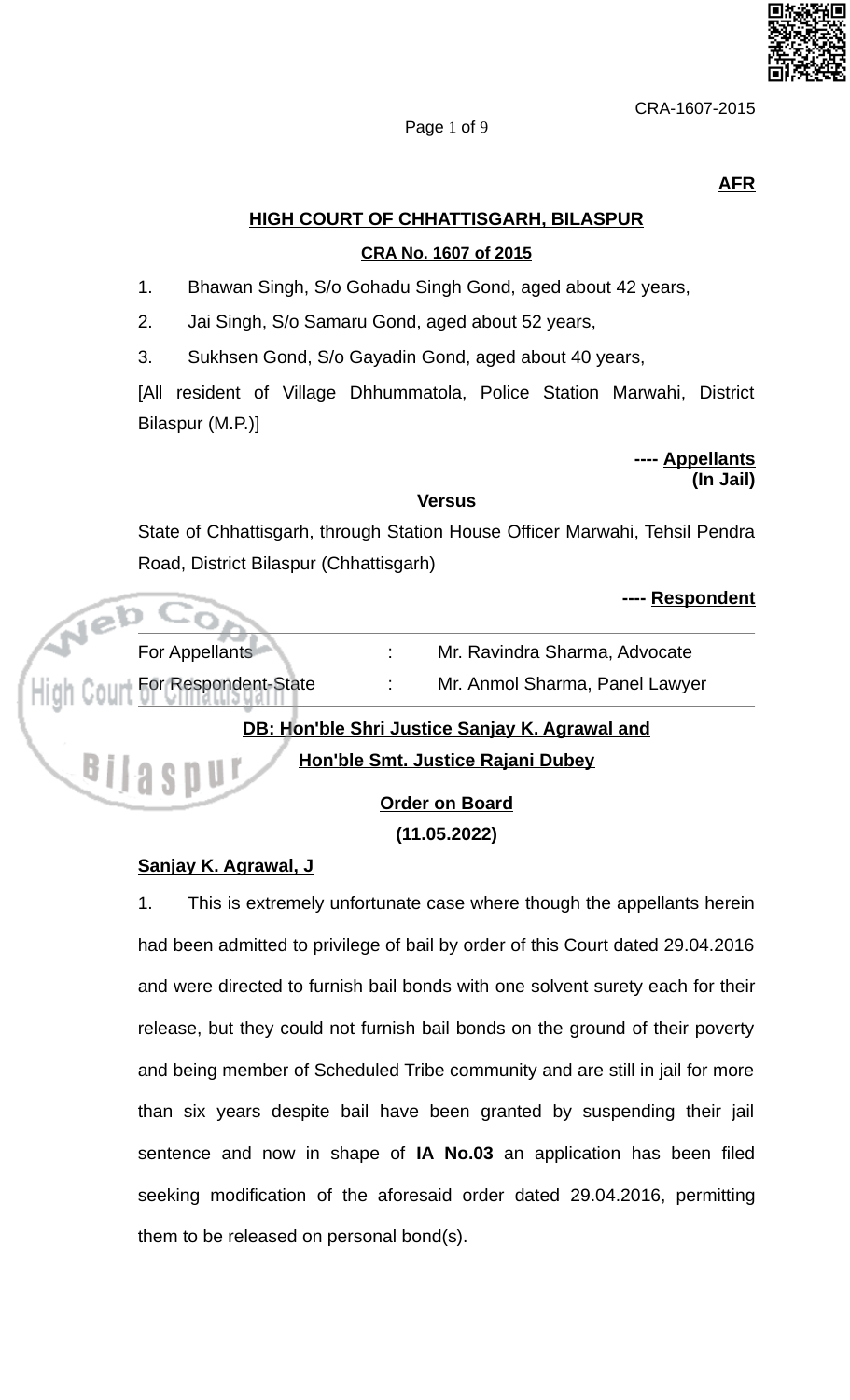**AFR**

## HIGH COURT OF CHHATTISGARH, BILASPUR

### CRA No. 1607 of 2015

1. Bhawan Singh, S/o Gohadu Singh Gond, aged about 42 years,
2. Jai Singh, S/o Samaru Gond, aged about 52 years,
3. Sukhsen Gond, S/o Gayadin Gond, aged about 40 years,

[All resident of Village Dhhummatola, Police Station Marwahi, District Bilaspur (M.P.)]

---- **Appellants**
**(In Jail)**

**Versus**

State of Chhattisgarh, through Station House Officer Marwahi, Tehsil Pendra Road, District Bilaspur (Chhattisgarh)

---- **Respondent**

| | | |
|---|---|---|
| For Appellants | : | Mr. Ravindra Sharma, Advocate |
| For Respondent-State | : | Mr. Anmol Sharma, Panel Lawyer |

**DB: Hon'ble Shri Justice Sanjay K. Agrawal and**
**Hon'ble Smt. Justice Rajani Dubey**

**Order on Board**
**(11.05.2022)**

**Sanjay K. Agrawal, J**

1. This is extremely unfortunate case where though the appellants herein had been admitted to privilege of bail by order of this Court dated 29.04.2016 and were directed to furnish bail bonds with one solvent surety each for their release, but they could not furnish bail bonds on the ground of their poverty and being member of Scheduled Tribe community and are still in jail for more than six years despite bail have been granted by suspending their jail sentence and now in shape of **IA No.03** an application has been filed seeking modification of the aforesaid order dated 29.04.2016, permitting them to be released on personal bond(s).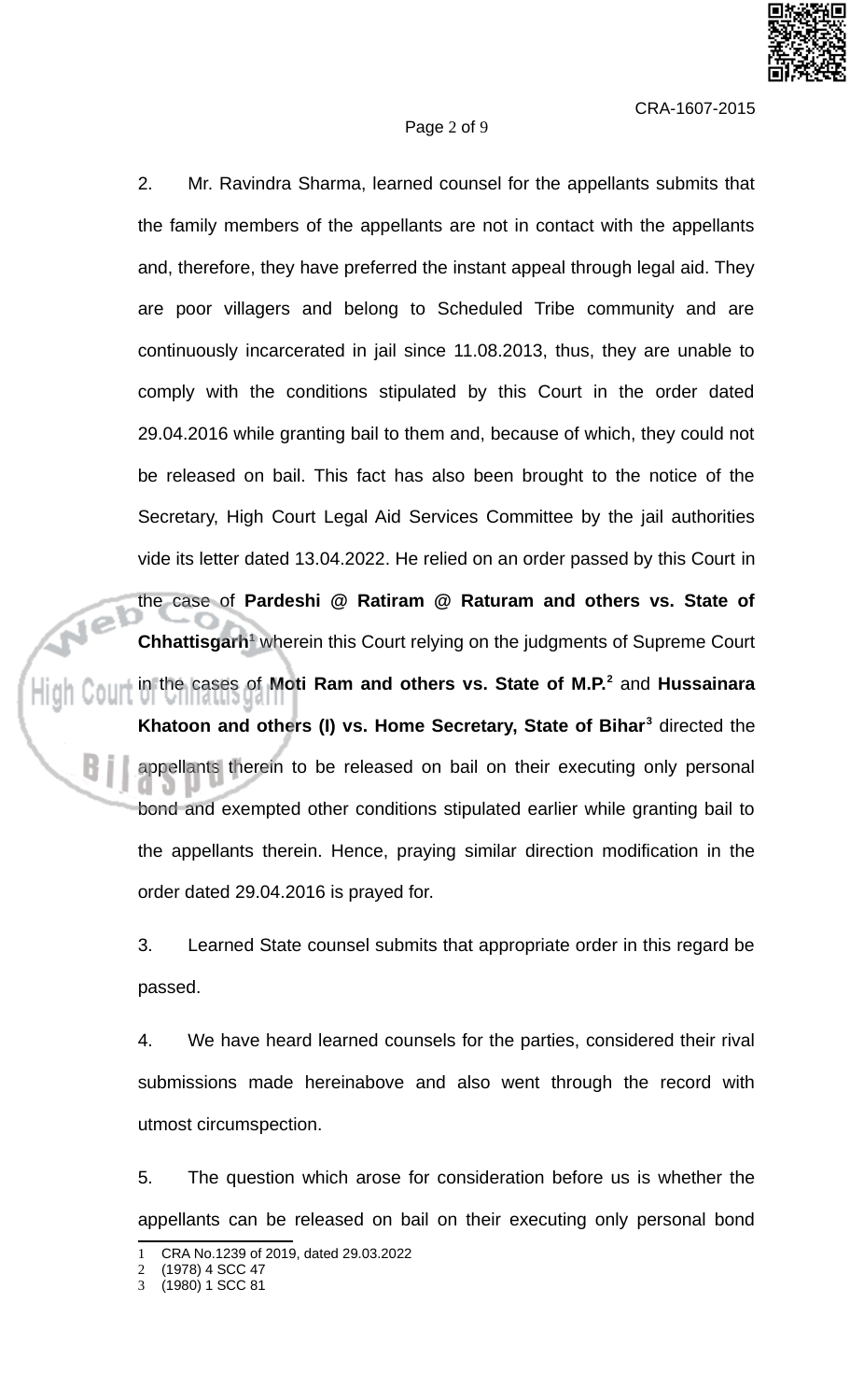2. Mr. Ravindra Sharma, learned counsel for the appellants submits that the family members of the appellants are not in contact with the appellants and, therefore, they have preferred the instant appeal through legal aid. They are poor villagers and belong to Scheduled Tribe community and are continuously incarcerated in jail since 11.08.2013, thus, they are unable to comply with the conditions stipulated by this Court in the order dated 29.04.2016 while granting bail to them and, because of which, they could not be released on bail. This fact has also been brought to the notice of the Secretary, High Court Legal Aid Services Committee by the jail authorities vide its letter dated 13.04.2022. He relied on an order passed by this Court in the case of **Pardeshi @ Ratiram @ Raturam and others vs. State of Chhattisgarh**[1] wherein this Court relying on the judgments of Supreme Court in the cases of **Moti Ram and others vs. State of M.P.**[2] and **Hussainara Khatoon and others (I) vs. Home Secretary, State of Bihar**[3] directed the appellants therein to be released on bail on their executing only personal bond and exempted other conditions stipulated earlier while granting bail to the appellants therein. Hence, praying similar direction modification in the order dated 29.04.2016 is prayed for.

3. Learned State counsel submits that appropriate order in this regard be passed.

4. We have heard learned counsels for the parties, considered their rival submissions made hereinabove and also went through the record with utmost circumspection.

5. The question which arose for consideration before us is whether the appellants can be released on bail on their executing only personal bond

---

1 CRA No.1239 of 2019, dated 29.03.2022
2 (1978) 4 SCC 47
3 (1980) 1 SCC 81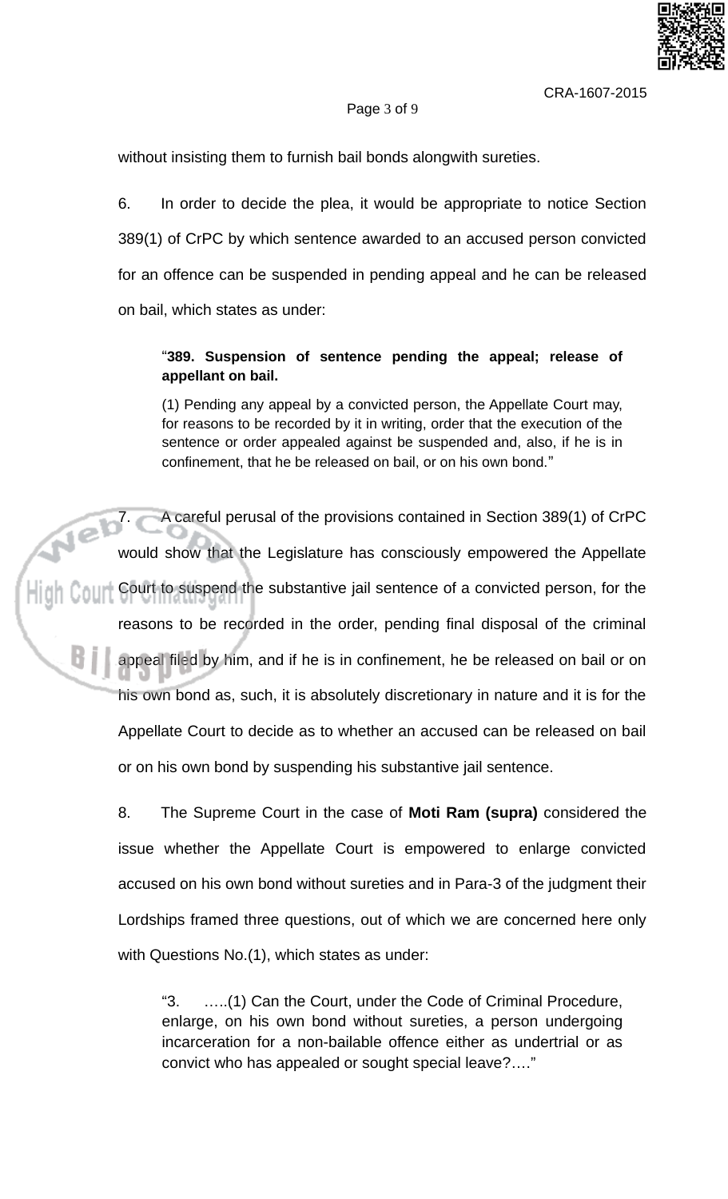without insisting them to furnish bail bonds alongwith sureties.

6. In order to decide the plea, it would be appropriate to notice Section 389(1) of CrPC by which sentence awarded to an accused person convicted for an offence can be suspended in pending appeal and he can be released on bail, which states as under:

> "**389. Suspension of sentence pending the appeal; release of appellant on bail.**
>
> (1) Pending any appeal by a convicted person, the Appellate Court may, for reasons to be recorded by it in writing, order that the execution of the sentence or order appealed against be suspended and, also, if he is in confinement, that he be released on bail, or on his own bond."

7. A careful perusal of the provisions contained in Section 389(1) of CrPC would show that the Legislature has consciously empowered the Appellate Court to suspend the substantive jail sentence of a convicted person, for the reasons to be recorded in the order, pending final disposal of the criminal appeal filed by him, and if he is in confinement, he be released on bail or on his own bond as, such, it is absolutely discretionary in nature and it is for the Appellate Court to decide as to whether an accused can be released on bail or on his own bond by suspending his substantive jail sentence.

8. The Supreme Court in the case of **Moti Ram (supra)** considered the issue whether the Appellate Court is empowered to enlarge convicted accused on his own bond without sureties and in Para-3 of the judgment their Lordships framed three questions, out of which we are concerned here only with Questions No.(1), which states as under:

> "3. …..(1) Can the Court, under the Code of Criminal Procedure, enlarge, on his own bond without sureties, a person undergoing incarceration for a non-bailable offence either as undertrial or as convict who has appealed or sought special leave?…."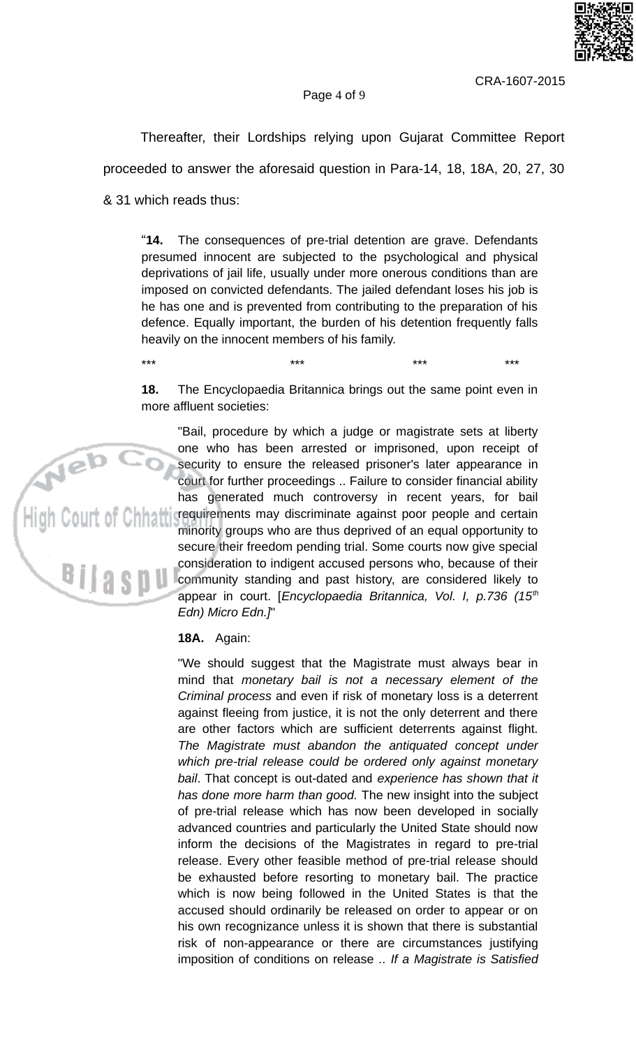Thereafter, their Lordships relying upon Gujarat Committee Report proceeded to answer the aforesaid question in Para-14, 18, 18A, 20, 27, 30 & 31 which reads thus:

> "**14.** The consequences of pre-trial detention are grave. Defendants presumed innocent are subjected to the psychological and physical deprivations of jail life, usually under more onerous conditions than are imposed on convicted defendants. The jailed defendant loses his job is he has one and is prevented from contributing to the preparation of his defence. Equally important, the burden of his detention frequently falls heavily on the innocent members of his family.
>
> \*\*\* \*\*\* \*\*\* \*\*\*
>
> **18.** The Encyclopaedia Britannica brings out the same point even in more affluent societies:
>
> > "Bail, procedure by which a judge or magistrate sets at liberty one who has been arrested or imprisoned, upon receipt of security to ensure the released prisoner's later appearance in court for further proceedings .. Failure to consider financial ability has generated much controversy in recent years, for bail requirements may discriminate against poor people and certain minority groups who are thus deprived of an equal opportunity to secure their freedom pending trial. Some courts now give special consideration to indigent accused persons who, because of their community standing and past history, are considered likely to appear in court. [*Encyclopaedia Britannica, Vol. I, p.736 (15th Edn) Micro Edn.]*"
>
> **18A.** Again:
>
> > "We should suggest that the Magistrate must always bear in mind that *monetary bail is not a necessary element of the Criminal process* and even if risk of monetary loss is a deterrent against fleeing from justice, it is not the only deterrent and there are other factors which are sufficient deterrents against flight. *The Magistrate must abandon the antiquated concept under which pre-trial release could be ordered only against monetary bail*. That concept is out-dated and *experience has shown that it has done more harm than good.* The new insight into the subject of pre-trial release which has now been developed in socially advanced countries and particularly the United State should now inform the decisions of the Magistrates in regard to pre-trial release. Every other feasible method of pre-trial release should be exhausted before resorting to monetary bail. The practice which is now being followed in the United States is that the accused should ordinarily be released on order to appear or on his own recognizance unless it is shown that there is substantial risk of non-appearance or there are circumstances justifying imposition of conditions on release .. *If a Magistrate is Satisfied*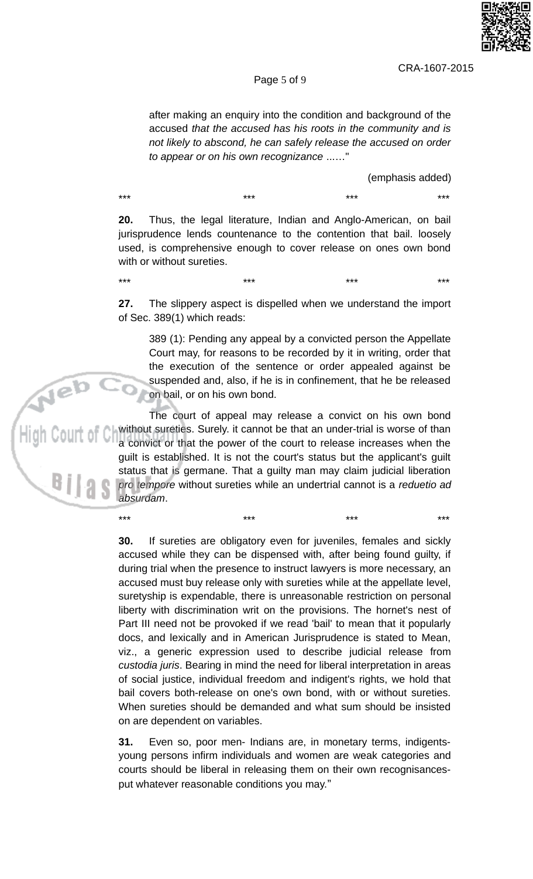after making an enquiry into the condition and background of the accused *that the accused has his roots in the community and is not likely to abscond, he can safely release the accused on order to appear or on his own recognizance* ......"

(emphasis added)

\*\*\* \*\*\* \*\*\* \*\*\*

**20.** Thus, the legal literature, Indian and Anglo-American, on bail jurisprudence lends countenance to the contention that bail. loosely used, is comprehensive enough to cover release on ones own bond with or without sureties.

\*\*\* \*\*\* \*\*\* \*\*\*

**27.** The slippery aspect is dispelled when we understand the import of Sec. 389(1) which reads:

389 (1): Pending any appeal by a convicted person the Appellate Court may, for reasons to be recorded by it in writing, order that the execution of the sentence or order appealed against be suspended and, also, if he is in confinement, that he be released on bail, or on his own bond.

The court of appeal may release a convict on his own bond without sureties. Surely. it cannot be that an under-trial is worse of than a convict or that the power of the court to release increases when the guilt is established. It is not the court's status but the applicant's guilt status that is germane. That a guilty man may claim judicial liberation *pro tempore* without sureties while an undertrial cannot is a *reduetio ad absurdam*.

\*\*\* \*\*\* \*\*\* \*\*\*

**30.** If sureties are obligatory even for juveniles, females and sickly accused while they can be dispensed with, after being found guilty, if during trial when the presence to instruct lawyers is more necessary, an accused must buy release only with sureties while at the appellate level, suretyship is expendable, there is unreasonable restriction on personal liberty with discrimination writ on the provisions. The hornet's nest of Part III need not be provoked if we read 'bail' to mean that it popularly docs, and lexically and in American Jurisprudence is stated to Mean, viz., a generic expression used to describe judicial release from *custodia juris*. Bearing in mind the need for liberal interpretation in areas of social justice, individual freedom and indigent's rights, we hold that bail covers both-release on one's own bond, with or without sureties. When sureties should be demanded and what sum should be insisted on are dependent on variables.

**31.** Even so, poor men- Indians are, in monetary terms, indigents-young persons infirm individuals and women are weak categories and courts should be liberal in releasing them on their own recognisances-put whatever reasonable conditions you may."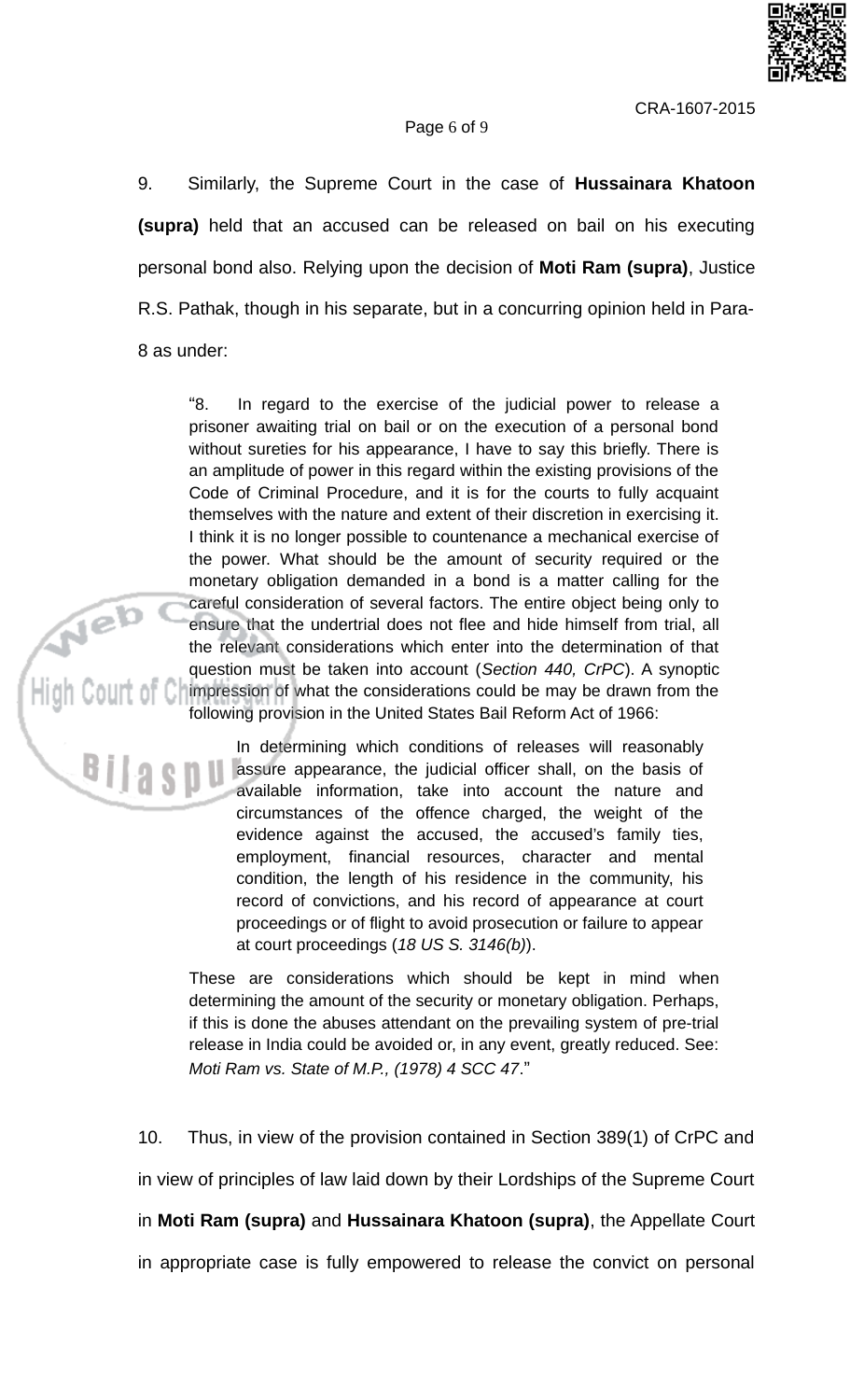9. Similarly, the Supreme Court in the case of **Hussainara Khatoon (supra)** held that an accused can be released on bail on his executing personal bond also. Relying upon the decision of **Moti Ram (supra)**, Justice R.S. Pathak, though in his separate, but in a concurring opinion held in Para-8 as under:

> "8. In regard to the exercise of the judicial power to release a prisoner awaiting trial on bail or on the execution of a personal bond without sureties for his appearance, I have to say this briefly. There is an amplitude of power in this regard within the existing provisions of the Code of Criminal Procedure, and it is for the courts to fully acquaint themselves with the nature and extent of their discretion in exercising it. I think it is no longer possible to countenance a mechanical exercise of the power. What should be the amount of security required or the monetary obligation demanded in a bond is a matter calling for the careful consideration of several factors. The entire object being only to ensure that the undertrial does not flee and hide himself from trial, all the relevant considerations which enter into the determination of that question must be taken into account (*Section 440, CrPC*). A synoptic impression of what the considerations could be may be drawn from the following provision in the United States Bail Reform Act of 1966:
>
> > In determining which conditions of releases will reasonably assure appearance, the judicial officer shall, on the basis of available information, take into account the nature and circumstances of the offence charged, the weight of the evidence against the accused, the accused's family ties, employment, financial resources, character and mental condition, the length of his residence in the community, his record of convictions, and his record of appearance at court proceedings or of flight to avoid prosecution or failure to appear at court proceedings (*18 US S. 3146(b)*).
>
> These are considerations which should be kept in mind when determining the amount of the security or monetary obligation. Perhaps, if this is done the abuses attendant on the prevailing system of pre-trial release in India could be avoided or, in any event, greatly reduced. See: *Moti Ram vs. State of M.P., (1978) 4 SCC 47*."

10. Thus, in view of the provision contained in Section 389(1) of CrPC and in view of principles of law laid down by their Lordships of the Supreme Court in **Moti Ram (supra)** and **Hussainara Khatoon (supra)**, the Appellate Court in appropriate case is fully empowered to release the convict on personal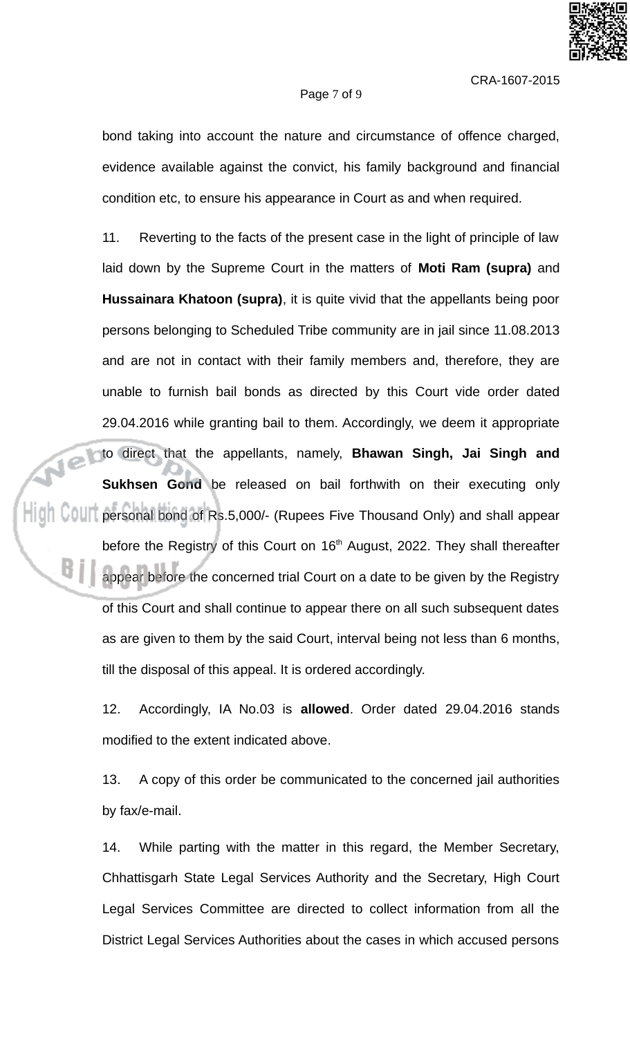bond taking into account the nature and circumstance of offence charged, evidence available against the convict, his family background and financial condition etc, to ensure his appearance in Court as and when required.

11. Reverting to the facts of the present case in the light of principle of law laid down by the Supreme Court in the matters of **Moti Ram (supra)** and **Hussainara Khatoon (supra)**, it is quite vivid that the appellants being poor persons belonging to Scheduled Tribe community are in jail since 11.08.2013 and are not in contact with their family members and, therefore, they are unable to furnish bail bonds as directed by this Court vide order dated 29.04.2016 while granting bail to them. Accordingly, we deem it appropriate to direct that the appellants, namely, **Bhawan Singh, Jai Singh and Sukhsen Gond** be released on bail forthwith on their executing only personal bond of Rs.5,000/- (Rupees Five Thousand Only) and shall appear before the Registry of this Court on 16th August, 2022. They shall thereafter appear before the concerned trial Court on a date to be given by the Registry of this Court and shall continue to appear there on all such subsequent dates as are given to them by the said Court, interval being not less than 6 months, till the disposal of this appeal. It is ordered accordingly.

12. Accordingly, IA No.03 is **allowed**. Order dated 29.04.2016 stands modified to the extent indicated above.

13. A copy of this order be communicated to the concerned jail authorities by fax/e-mail.

14. While parting with the matter in this regard, the Member Secretary, Chhattisgarh State Legal Services Authority and the Secretary, High Court Legal Services Committee are directed to collect information from all the District Legal Services Authorities about the cases in which accused persons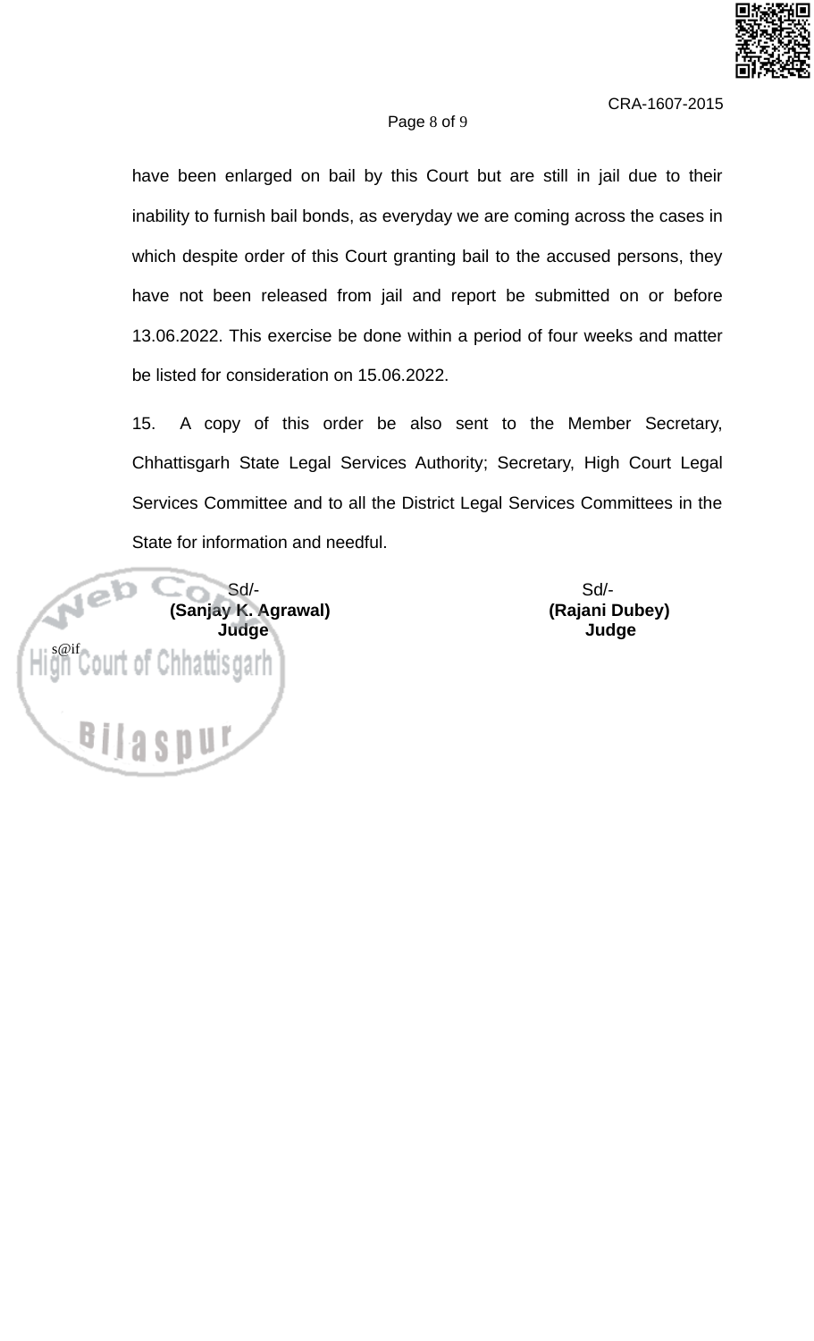have been enlarged on bail by this Court but are still in jail due to their inability to furnish bail bonds, as everyday we are coming across the cases in which despite order of this Court granting bail to the accused persons, they have not been released from jail and report be submitted on or before 13.06.2022. This exercise be done within a period of four weeks and matter be listed for consideration on 15.06.2022.

15. A copy of this order be also sent to the Member Secretary, Chhattisgarh State Legal Services Authority; Secretary, High Court Legal Services Committee and to all the District Legal Services Committees in the State for information and needful.

| Sd/- | Sd/- |
|---|---|
| **(Sanjay K. Agrawal)** | **(Rajani Dubey)** |
| **Judge** | **Judge** |

s@if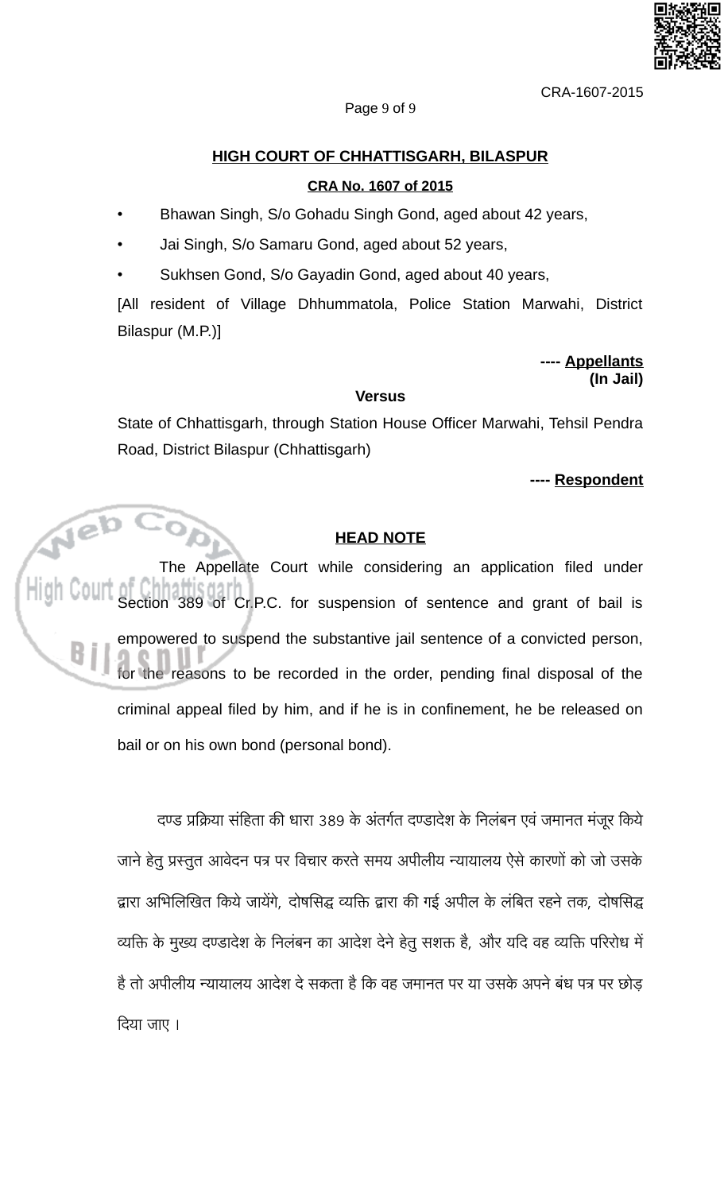**HIGH COURT OF CHHATTISGARH, BILASPUR**

**CRA No. 1607 of 2015**

- Bhawan Singh, S/o Gohadu Singh Gond, aged about 42 years,
- Jai Singh, S/o Samaru Gond, aged about 52 years,
- Sukhsen Gond, S/o Gayadin Gond, aged about 40 years,

[All resident of Village Dhhummatola, Police Station Marwahi, District Bilaspur (M.P.)]

---- **Appellants**
**(In Jail)**

**Versus**

State of Chhattisgarh, through Station House Officer Marwahi, Tehsil Pendra Road, District Bilaspur (Chhattisgarh)

---- **Respondent**

**HEAD NOTE**

The Appellate Court while considering an application filed under Section 389 of Cr.P.C. for suspension of sentence and grant of bail is empowered to suspend the substantive jail sentence of a convicted person, for the reasons to be recorded in the order, pending final disposal of the criminal appeal filed by him, and if he is in confinement, he be released on bail or on his own bond (personal bond).

दण्ड प्रक्रिया संहिता की धारा 389 के अंतर्गत दण्डादेश के निलंबन एवं जमानत मंजूर किये जाने हेतु प्रस्तुत आवेदन पत्र पर विचार करते समय अपीलीय न्यायालय ऐसे कारणों को जो उसके द्वारा अभिलिखित किये जायेंगे, दोषसिद्ध व्यक्ति द्वारा की गई अपील के लंबित रहने तक, दोषसिद्ध व्यक्ति के मुख्य दण्डादेश के निलंबन का आदेश देने हेतु सशक्त है, और यदि वह व्यक्ति परिरोध में है तो अपीलीय न्यायालय आदेश दे सकता है कि वह जमानत पर या उसके अपने बंध पत्र पर छोड़ दिया जाए।